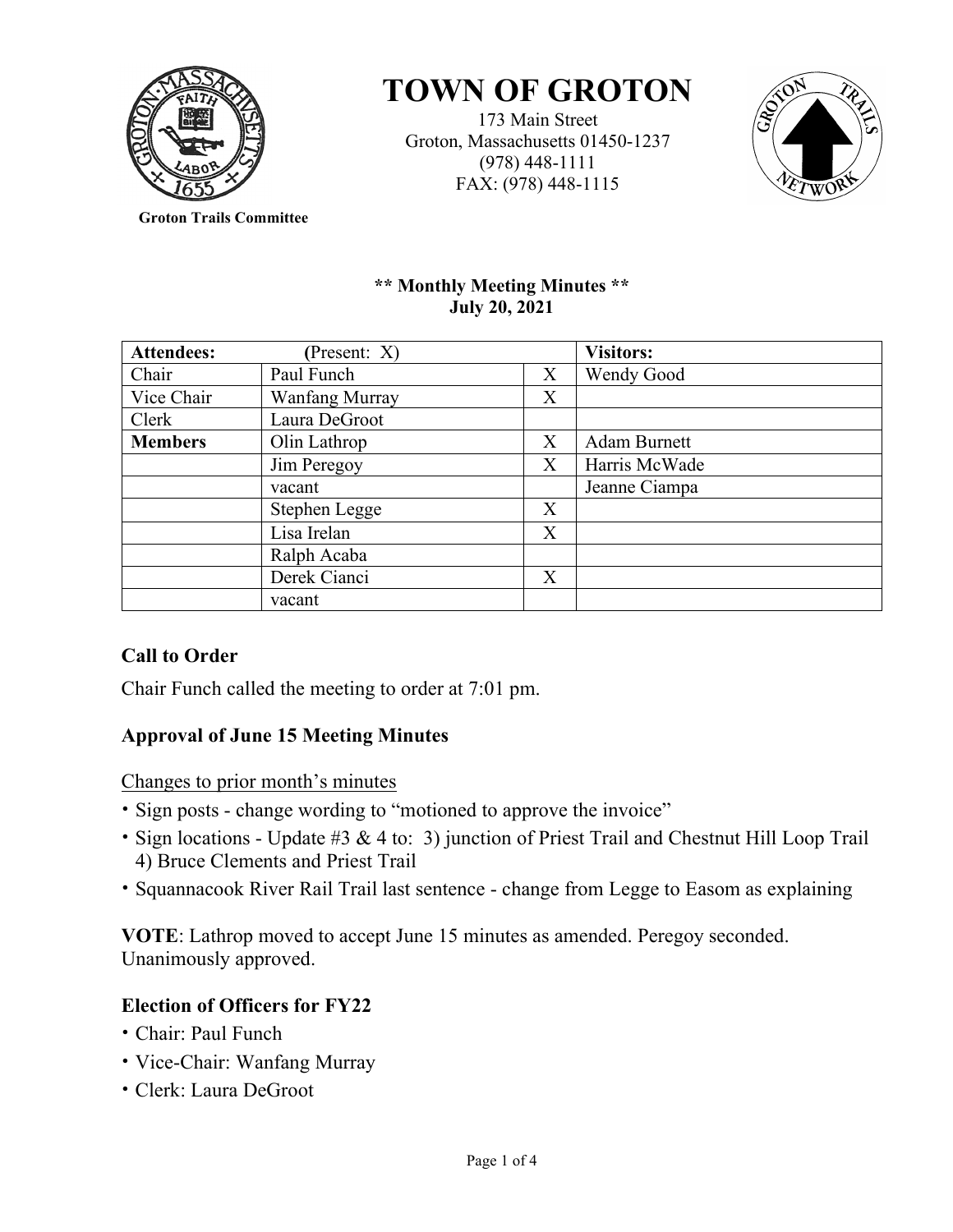# TOWN OF GROTON

173 Main Street
Groton, Massachusetts 01450-1237
(978) 448-1111
FAX: (978) 448-1115

**Groton Trails Committee**

**\*\* Monthly Meeting Minutes \*\***
**July 20, 2021**

| **Attendees:** | **(**Present: X) | | **Visitors:** |
|---|---|---|---|
| Chair | Paul Funch | X | Wendy Good |
| Vice Chair | Wanfang Murray | X | |
| Clerk | Laura DeGroot | | |
| **Members** | Olin Lathrop | X | Adam Burnett |
| | Jim Peregoy | X | Harris McWade |
| | vacant | | Jeanne Ciampa |
| | Stephen Legge | X | |
| | Lisa Irelan | X | |
| | Ralph Acaba | | |
| | Derek Cianci | X | |
| | vacant | | |

## Call to Order

Chair Funch called the meeting to order at 7:01 pm.

## Approval of June 15 Meeting Minutes

Changes to prior month's minutes

- Sign posts - change wording to "motioned to approve the invoice"
- Sign locations - Update #3 & 4 to: 3) junction of Priest Trail and Chestnut Hill Loop Trail 4) Bruce Clements and Priest Trail
- Squannacook River Rail Trail last sentence - change from Legge to Easom as explaining

**VOTE**: Lathrop moved to accept June 15 minutes as amended. Peregoy seconded. Unanimously approved.

## Election of Officers for FY22

- Chair: Paul Funch
- Vice-Chair: Wanfang Murray
- Clerk: Laura DeGroot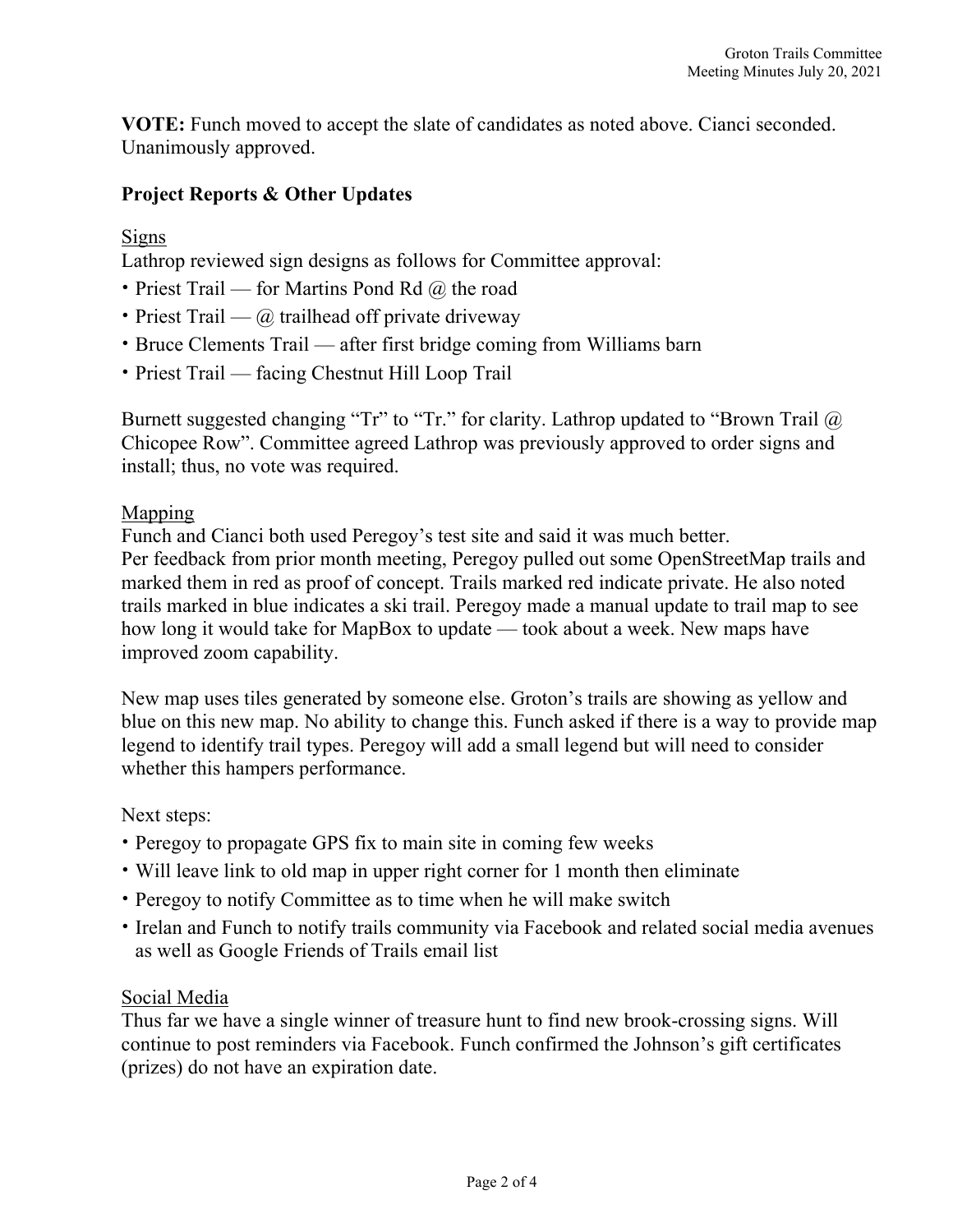**VOTE:** Funch moved to accept the slate of candidates as noted above. Cianci seconded. Unanimously approved.

## Project Reports & Other Updates

Signs

Lathrop reviewed sign designs as follows for Committee approval:

- Priest Trail — for Martins Pond Rd @ the road
- Priest Trail — @ trailhead off private driveway
- Bruce Clements Trail — after first bridge coming from Williams barn
- Priest Trail — facing Chestnut Hill Loop Trail

Burnett suggested changing "Tr" to "Tr." for clarity. Lathrop updated to "Brown Trail @ Chicopee Row". Committee agreed Lathrop was previously approved to order signs and install; thus, no vote was required.

Mapping

Funch and Cianci both used Peregoy's test site and said it was much better.
Per feedback from prior month meeting, Peregoy pulled out some OpenStreetMap trails and marked them in red as proof of concept. Trails marked red indicate private. He also noted trails marked in blue indicates a ski trail. Peregoy made a manual update to trail map to see how long it would take for MapBox to update — took about a week. New maps have improved zoom capability.

New map uses tiles generated by someone else. Groton's trails are showing as yellow and blue on this new map. No ability to change this. Funch asked if there is a way to provide map legend to identify trail types. Peregoy will add a small legend but will need to consider whether this hampers performance.

Next steps:

- Peregoy to propagate GPS fix to main site in coming few weeks
- Will leave link to old map in upper right corner for 1 month then eliminate
- Peregoy to notify Committee as to time when he will make switch
- Irelan and Funch to notify trails community via Facebook and related social media avenues as well as Google Friends of Trails email list

Social Media

Thus far we have a single winner of treasure hunt to find new brook-crossing signs. Will continue to post reminders via Facebook. Funch confirmed the Johnson's gift certificates (prizes) do not have an expiration date.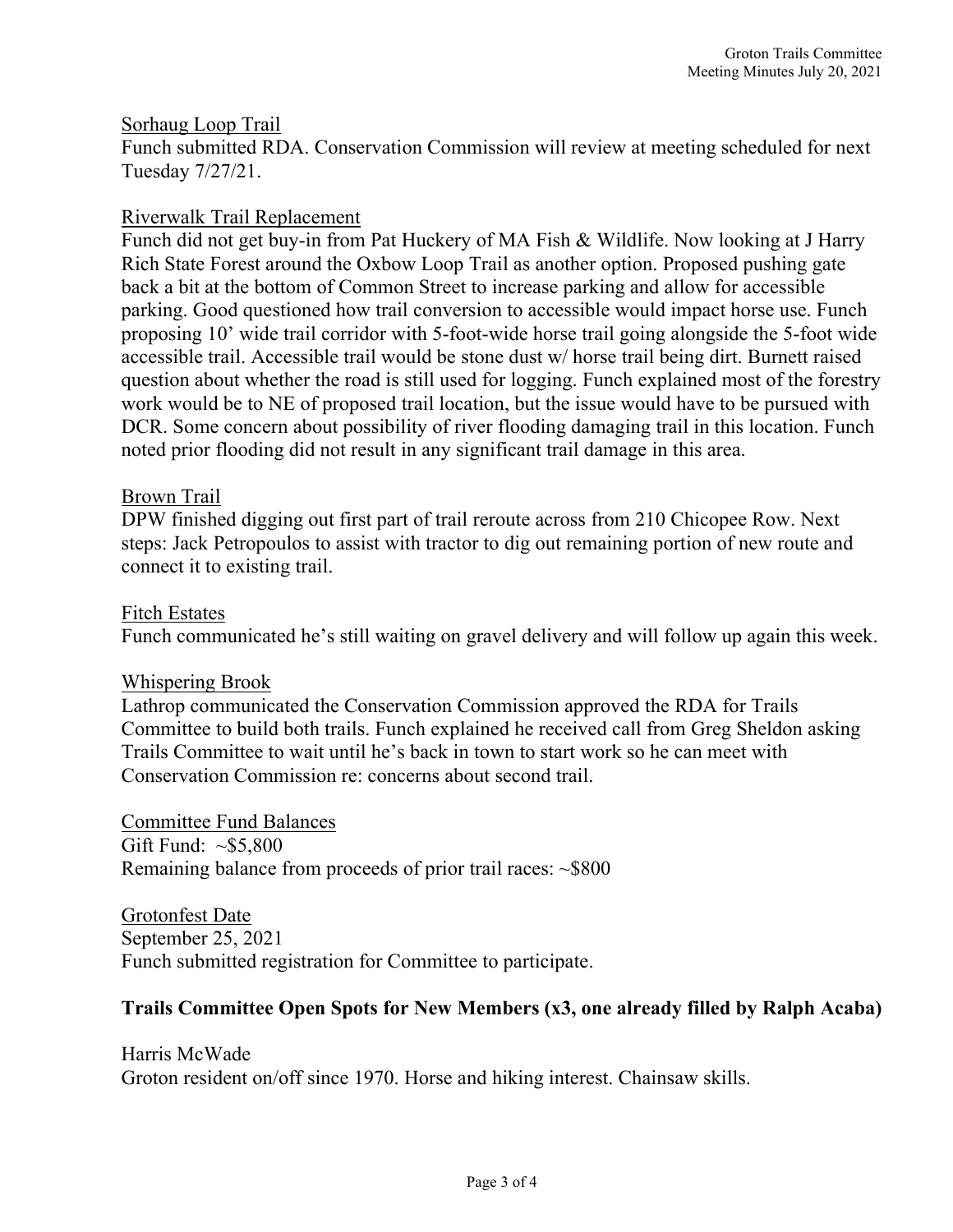Sorhaug Loop Trail

Funch submitted RDA. Conservation Commission will review at meeting scheduled for next Tuesday 7/27/21.

Riverwalk Trail Replacement

Funch did not get buy-in from Pat Huckery of MA Fish & Wildlife. Now looking at J Harry Rich State Forest around the Oxbow Loop Trail as another option. Proposed pushing gate back a bit at the bottom of Common Street to increase parking and allow for accessible parking. Good questioned how trail conversion to accessible would impact horse use. Funch proposing 10' wide trail corridor with 5-foot-wide horse trail going alongside the 5-foot wide accessible trail. Accessible trail would be stone dust w/ horse trail being dirt. Burnett raised question about whether the road is still used for logging. Funch explained most of the forestry work would be to NE of proposed trail location, but the issue would have to be pursued with DCR. Some concern about possibility of river flooding damaging trail in this location. Funch noted prior flooding did not result in any significant trail damage in this area.

Brown Trail

DPW finished digging out first part of trail reroute across from 210 Chicopee Row. Next steps: Jack Petropoulos to assist with tractor to dig out remaining portion of new route and connect it to existing trail.

Fitch Estates

Funch communicated he's still waiting on gravel delivery and will follow up again this week.

Whispering Brook

Lathrop communicated the Conservation Commission approved the RDA for Trails Committee to build both trails. Funch explained he received call from Greg Sheldon asking Trails Committee to wait until he's back in town to start work so he can meet with Conservation Commission re: concerns about second trail.

Committee Fund Balances

Gift Fund: ~$5,800

Remaining balance from proceeds of prior trail races: ~$800

Grotonfest Date

September 25, 2021

Funch submitted registration for Committee to participate.

**Trails Committee Open Spots for New Members (x3, one already filled by Ralph Acaba)**

Harris McWade

Groton resident on/off since 1970. Horse and hiking interest. Chainsaw skills.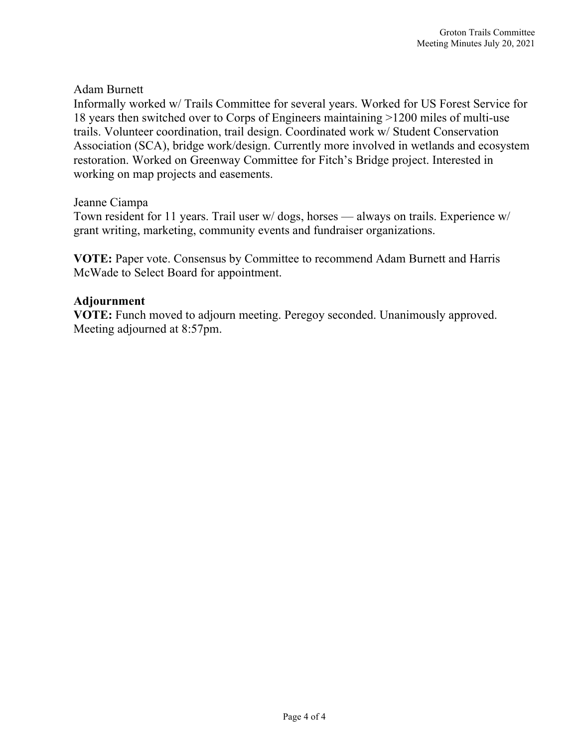Adam Burnett
Informally worked w/ Trails Committee for several years. Worked for US Forest Service for 18 years then switched over to Corps of Engineers maintaining >1200 miles of multi-use trails. Volunteer coordination, trail design. Coordinated work w/ Student Conservation Association (SCA), bridge work/design. Currently more involved in wetlands and ecosystem restoration. Worked on Greenway Committee for Fitch's Bridge project. Interested in working on map projects and easements.

Jeanne Ciampa
Town resident for 11 years. Trail user w/ dogs, horses — always on trails. Experience w/ grant writing, marketing, community events and fundraiser organizations.

**VOTE:** Paper vote. Consensus by Committee to recommend Adam Burnett and Harris McWade to Select Board for appointment.

**Adjournment**
**VOTE:** Funch moved to adjourn meeting. Peregoy seconded. Unanimously approved. Meeting adjourned at 8:57pm.